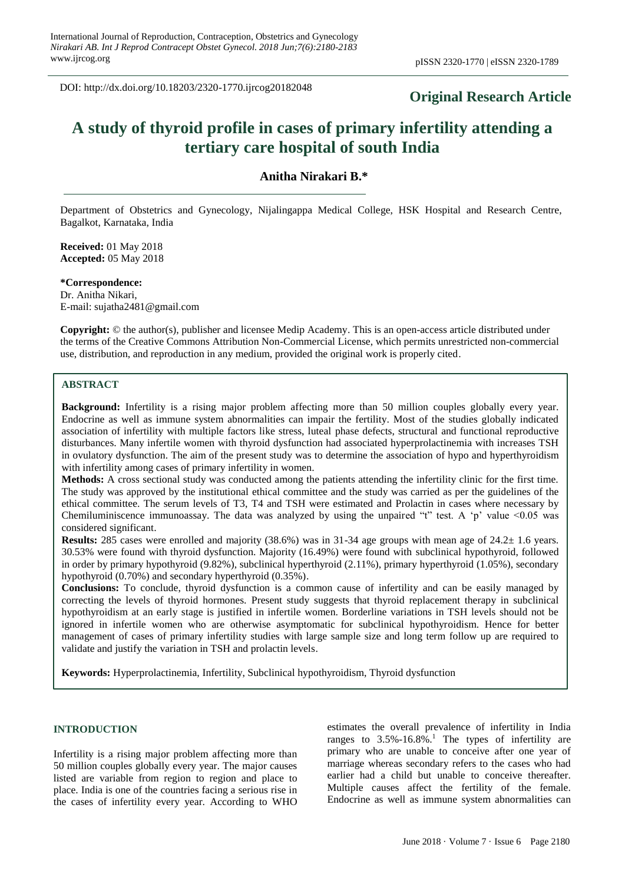DOI: http://dx.doi.org/10.18203/2320-1770.ijrcog20182048

**Original Research Article**

# A study of thyroid profile in cases of primary infertility attending a tertiary care hospital of south India

**Anitha Nirakari B.***

Department of Obstetrics and Gynecology, Nijalingappa Medical College, HSK Hospital and Research Centre, Bagalkot, Karnataka, India

**Received:** 01 May 2018
**Accepted:** 05 May 2018

**\*Correspondence:**
Dr. Anitha Nikari,
E-mail: sujatha2481@gmail.com

**Copyright:** © the author(s), publisher and licensee Medip Academy. This is an open-access article distributed under the terms of the Creative Commons Attribution Non-Commercial License, which permits unrestricted non-commercial use, distribution, and reproduction in any medium, provided the original work is properly cited.

## ABSTRACT

**Background:** Infertility is a rising major problem affecting more than 50 million couples globally every year. Endocrine as well as immune system abnormalities can impair the fertility. Most of the studies globally indicated association of infertility with multiple factors like stress, luteal phase defects, structural and functional reproductive disturbances. Many infertile women with thyroid dysfunction had associated hyperprolactinemia with increases TSH in ovulatory dysfunction. The aim of the present study was to determine the association of hypo and hyperthyroidism with infertility among cases of primary infertility in women.

**Methods:** A cross sectional study was conducted among the patients attending the infertility clinic for the first time. The study was approved by the institutional ethical committee and the study was carried as per the guidelines of the ethical committee. The serum levels of T3, T4 and TSH were estimated and Prolactin in cases where necessary by Chemiluminiscence immunoassay. The data was analyzed by using the unpaired "t" test. A 'p' value <0.05 was considered significant.

**Results:** 285 cases were enrolled and majority (38.6%) was in 31-34 age groups with mean age of 24.2± 1.6 years. 30.53% were found with thyroid dysfunction. Majority (16.49%) were found with subclinical hypothyroid, followed in order by primary hypothyroid (9.82%), subclinical hyperthyroid (2.11%), primary hyperthyroid (1.05%), secondary hypothyroid (0.70%) and secondary hyperthyroid (0.35%).

**Conclusions:** To conclude, thyroid dysfunction is a common cause of infertility and can be easily managed by correcting the levels of thyroid hormones. Present study suggests that thyroid replacement therapy in subclinical hypothyroidism at an early stage is justified in infertile women. Borderline variations in TSH levels should not be ignored in infertile women who are otherwise asymptomatic for subclinical hypothyroidism. Hence for better management of cases of primary infertility studies with large sample size and long term follow up are required to validate and justify the variation in TSH and prolactin levels.

**Keywords:** Hyperprolactinemia, Infertility, Subclinical hypothyroidism, Thyroid dysfunction

## INTRODUCTION

Infertility is a rising major problem affecting more than 50 million couples globally every year. The major causes listed are variable from region to region and place to place. India is one of the countries facing a serious rise in the cases of infertility every year. According to WHO estimates the overall prevalence of infertility in India ranges to 3.5%-16.8%.[1] The types of infertility are primary who are unable to conceive after one year of marriage whereas secondary refers to the cases who had earlier had a child but unable to conceive thereafter. Multiple causes affect the fertility of the female. Endocrine as well as immune system abnormalities can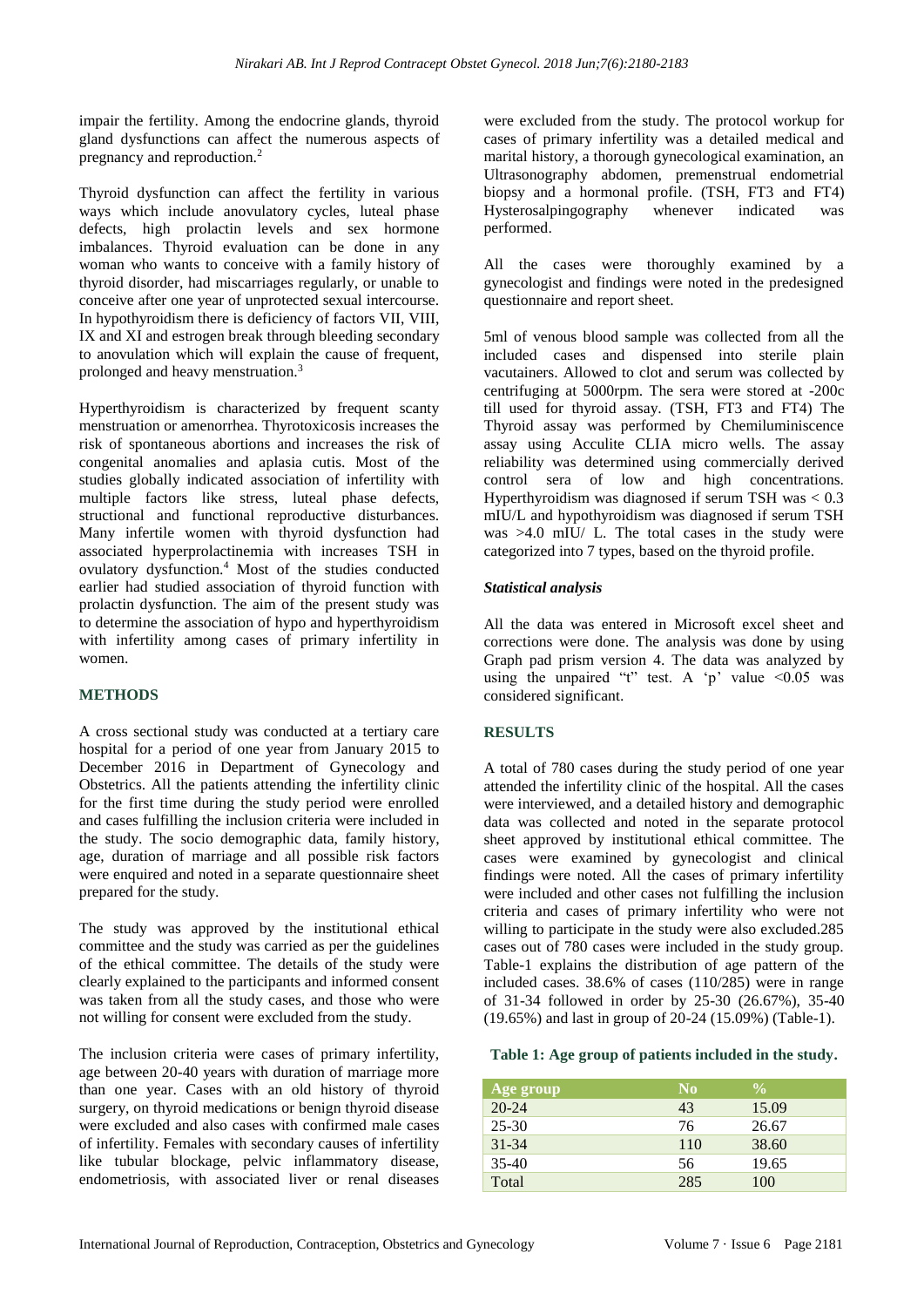impair the fertility. Among the endocrine glands, thyroid gland dysfunctions can affect the numerous aspects of pregnancy and reproduction.[2]

Thyroid dysfunction can affect the fertility in various ways which include anovulatory cycles, luteal phase defects, high prolactin levels and sex hormone imbalances. Thyroid evaluation can be done in any woman who wants to conceive with a family history of thyroid disorder, had miscarriages regularly, or unable to conceive after one year of unprotected sexual intercourse. In hypothyroidism there is deficiency of factors VII, VIII, IX and XI and estrogen break through bleeding secondary to anovulation which will explain the cause of frequent, prolonged and heavy menstruation.[3]

Hyperthyroidism is characterized by frequent scanty menstruation or amenorrhea. Thyrotoxicosis increases the risk of spontaneous abortions and increases the risk of congenital anomalies and aplasia cutis. Most of the studies globally indicated association of infertility with multiple factors like stress, luteal phase defects, structional and functional reproductive disturbances. Many infertile women with thyroid dysfunction had associated hyperprolactinemia with increases TSH in ovulatory dysfunction.[4] Most of the studies conducted earlier had studied association of thyroid function with prolactin dysfunction. The aim of the present study was to determine the association of hypo and hyperthyroidism with infertility among cases of primary infertility in women.

## METHODS

A cross sectional study was conducted at a tertiary care hospital for a period of one year from January 2015 to December 2016 in Department of Gynecology and Obstetrics. All the patients attending the infertility clinic for the first time during the study period were enrolled and cases fulfilling the inclusion criteria were included in the study. The socio demographic data, family history, age, duration of marriage and all possible risk factors were enquired and noted in a separate questionnaire sheet prepared for the study.

The study was approved by the institutional ethical committee and the study was carried as per the guidelines of the ethical committee. The details of the study were clearly explained to the participants and informed consent was taken from all the study cases, and those who were not willing for consent were excluded from the study.

The inclusion criteria were cases of primary infertility, age between 20-40 years with duration of marriage more than one year. Cases with an old history of thyroid surgery, on thyroid medications or benign thyroid disease were excluded and also cases with confirmed male cases of infertility. Females with secondary causes of infertility like tubular blockage, pelvic inflammatory disease, endometriosis, with associated liver or renal diseases were excluded from the study. The protocol workup for cases of primary infertility was a detailed medical and marital history, a thorough gynecological examination, an Ultrasonography abdomen, premenstrual endometrial biopsy and a hormonal profile. (TSH, FT3 and FT4) Hysterosalpingography whenever indicated was performed.

All the cases were thoroughly examined by a gynecologist and findings were noted in the predesigned questionnaire and report sheet.

5ml of venous blood sample was collected from all the included cases and dispensed into sterile plain vacutainers. Allowed to clot and serum was collected by centrifuging at 5000rpm. The sera were stored at -200c till used for thyroid assay. (TSH, FT3 and FT4) The Thyroid assay was performed by Chemiluminiscence assay using Acculite CLIA micro wells. The assay reliability was determined using commercially derived control sera of low and high concentrations. Hyperthyroidism was diagnosed if serum TSH was < 0.3 mIU/L and hypothyroidism was diagnosed if serum TSH was >4.0 mIU/ L. The total cases in the study were categorized into 7 types, based on the thyroid profile.

### *Statistical analysis*

All the data was entered in Microsoft excel sheet and corrections were done. The analysis was done by using Graph pad prism version 4. The data was analyzed by using the unpaired "t" test. A 'p' value <0.05 was considered significant.

## RESULTS

A total of 780 cases during the study period of one year attended the infertility clinic of the hospital. All the cases were interviewed, and a detailed history and demographic data was collected and noted in the separate protocol sheet approved by institutional ethical committee. The cases were examined by gynecologist and clinical findings were noted. All the cases of primary infertility were included and other cases not fulfilling the inclusion criteria and cases of primary infertility who were not willing to participate in the study were also excluded.285 cases out of 780 cases were included in the study group. Table-1 explains the distribution of age pattern of the included cases. 38.6% of cases (110/285) were in range of 31-34 followed in order by 25-30 (26.67%), 35-40 (19.65%) and last in group of 20-24 (15.09%) (Table-1).

**Table 1: Age group of patients included in the study.**

| Age group | No | % |
|---|---|---|
| 20-24 | 43 | 15.09 |
| 25-30 | 76 | 26.67 |
| 31-34 | 110 | 38.60 |
| 35-40 | 56 | 19.65 |
| Total | 285 | 100 |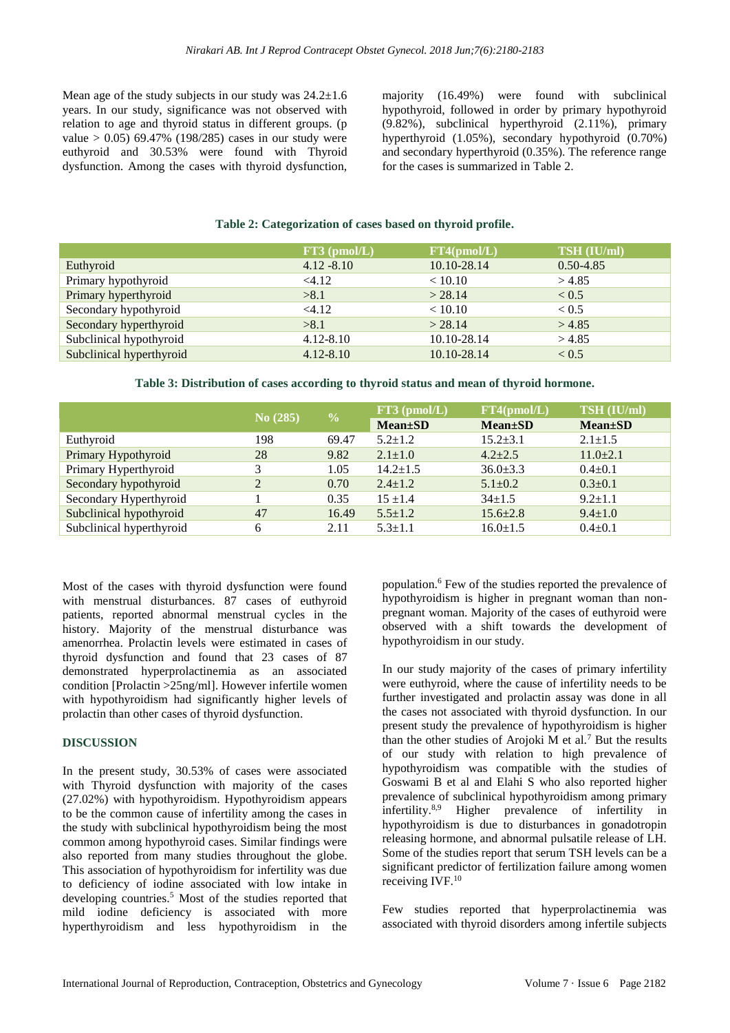Mean age of the study subjects in our study was 24.2±1.6 years. In our study, significance was not observed with relation to age and thyroid status in different groups. (p value > 0.05) 69.47% (198/285) cases in our study were euthyroid and 30.53% were found with Thyroid dysfunction. Among the cases with thyroid dysfunction, majority (16.49%) were found with subclinical hypothyroid, followed in order by primary hypothyroid (9.82%), subclinical hyperthyroid (2.11%), primary hyperthyroid (1.05%), secondary hypothyroid (0.70%) and secondary hyperthyroid (0.35%). The reference range for the cases is summarized in Table 2.

**Table 2: Categorization of cases based on thyroid profile.**

| | FT3 (pmol/L) | FT4(pmol/L) | TSH (IU/ml) |
|---|---|---|---|
| Euthyroid | 4.12 -8.10 | 10.10-28.14 | 0.50-4.85 |
| Primary hypothyroid | <4.12 | < 10.10 | > 4.85 |
| Primary hyperthyroid | >8.1 | > 28.14 | < 0.5 |
| Secondary hypothyroid | <4.12 | < 10.10 | < 0.5 |
| Secondary hyperthyroid | >8.1 | > 28.14 | > 4.85 |
| Subclinical hypothyroid | 4.12-8.10 | 10.10-28.14 | > 4.85 |
| Subclinical hyperthyroid | 4.12-8.10 | 10.10-28.14 | < 0.5 |

**Table 3: Distribution of cases according to thyroid status and mean of thyroid hormone.**

| | No (285) | % | FT3 (pmol/L) | FT4(pmol/L) | TSH (IU/ml) |
|---|---|---|---|---|---|
| | | | Mean±SD | Mean±SD | Mean±SD |
| Euthyroid | 198 | 69.47 | 5.2±1.2 | 15.2±3.1 | 2.1±1.5 |
| Primary Hypothyroid | 28 | 9.82 | 2.1±1.0 | 4.2±2.5 | 11.0±2.1 |
| Primary Hyperthyroid | 3 | 1.05 | 14.2±1.5 | 36.0±3.3 | 0.4±0.1 |
| Secondary hypothyroid | 2 | 0.70 | 2.4±1.2 | 5.1±0.2 | 0.3±0.1 |
| Secondary Hyperthyroid | 1 | 0.35 | 15 ±1.4 | 34±1.5 | 9.2±1.1 |
| Subclinical hypothyroid | 47 | 16.49 | 5.5±1.2 | 15.6±2.8 | 9.4±1.0 |
| Subclinical hyperthyroid | 6 | 2.11 | 5.3±1.1 | 16.0±1.5 | 0.4±0.1 |

Most of the cases with thyroid dysfunction were found with menstrual disturbances. 87 cases of euthyroid patients, reported abnormal menstrual cycles in the history. Majority of the menstrual disturbance was amenorrhea. Prolactin levels were estimated in cases of thyroid dysfunction and found that 23 cases of 87 demonstrated hyperprolactinemia as an associated condition [Prolactin >25ng/ml]. However infertile women with hypothyroidism had significantly higher levels of prolactin than other cases of thyroid dysfunction.

## DISCUSSION

In the present study, 30.53% of cases were associated with Thyroid dysfunction with majority of the cases (27.02%) with hypothyroidism. Hypothyroidism appears to be the common cause of infertility among the cases in the study with subclinical hypothyroidism being the most common among hypothyroid cases. Similar findings were also reported from many studies throughout the globe. This association of hypothyroidism for infertility was due to deficiency of iodine associated with low intake in developing countries.[5] Most of the studies reported that mild iodine deficiency is associated with more hyperthyroidism and less hypothyroidism in the population.[6] Few of the studies reported the prevalence of hypothyroidism is higher in pregnant woman than non-pregnant woman. Majority of the cases of euthyroid were observed with a shift towards the development of hypothyroidism in our study.

In our study majority of the cases of primary infertility were euthyroid, where the cause of infertility needs to be further investigated and prolactin assay was done in all the cases not associated with thyroid dysfunction. In our present study the prevalence of hypothyroidism is higher than the other studies of Arojoki M et al.[7] But the results of our study with relation to high prevalence of hypothyroidism was compatible with the studies of Goswami B et al and Elahi S who also reported higher prevalence of subclinical hypothyroidism among primary infertility.[8,9] Higher prevalence of infertility in hypothyroidism is due to disturbances in gonadotropin releasing hormone, and abnormal pulsatile release of LH. Some of the studies report that serum TSH levels can be a significant predictor of fertilization failure among women receiving IVF.[10]

Few studies reported that hyperprolactinemia was associated with thyroid disorders among infertile subjects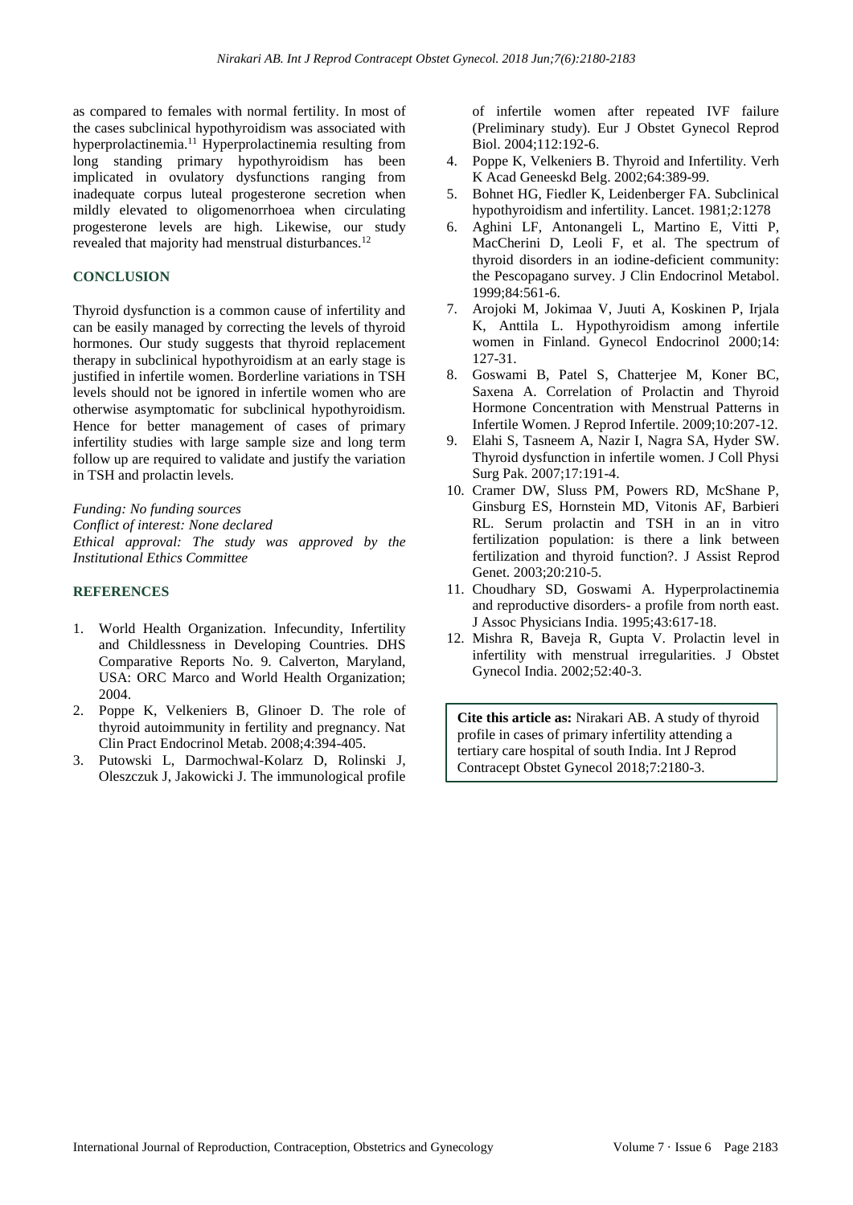as compared to females with normal fertility. In most of the cases subclinical hypothyroidism was associated with hyperprolactinemia.[11] Hyperprolactinemia resulting from long standing primary hypothyroidism has been implicated in ovulatory dysfunctions ranging from inadequate corpus luteal progesterone secretion when mildly elevated to oligomenorrhoea when circulating progesterone levels are high. Likewise, our study revealed that majority had menstrual disturbances.[12]

## CONCLUSION

Thyroid dysfunction is a common cause of infertility and can be easily managed by correcting the levels of thyroid hormones. Our study suggests that thyroid replacement therapy in subclinical hypothyroidism at an early stage is justified in infertile women. Borderline variations in TSH levels should not be ignored in infertile women who are otherwise asymptomatic for subclinical hypothyroidism. Hence for better management of cases of primary infertility studies with large sample size and long term follow up are required to validate and justify the variation in TSH and prolactin levels.

*Funding: No funding sources*
*Conflict of interest: None declared*
*Ethical approval: The study was approved by the Institutional Ethics Committee*

## REFERENCES

1. World Health Organization. Infecundity, Infertility and Childlessness in Developing Countries. DHS Comparative Reports No. 9. Calverton, Maryland, USA: ORC Marco and World Health Organization; 2004.
2. Poppe K, Velkeniers B, Glinoer D. The role of thyroid autoimmunity in fertility and pregnancy. Nat Clin Pract Endocrinol Metab. 2008;4:394-405.
3. Putowski L, Darmochwal-Kolarz D, Rolinski J, Oleszczuk J, Jakowicki J. The immunological profile of infertile women after repeated IVF failure (Preliminary study). Eur J Obstet Gynecol Reprod Biol. 2004;112:192-6.
4. Poppe K, Velkeniers B. Thyroid and Infertility. Verh K Acad Geneeskd Belg. 2002;64:389-99.
5. Bohnet HG, Fiedler K, Leidenberger FA. Subclinical hypothyroidism and infertility. Lancet. 1981;2:1278
6. Aghini LF, Antonangeli L, Martino E, Vitti P, MacCherini D, Leoli F, et al. The spectrum of thyroid disorders in an iodine-deficient community: the Pescopagano survey. J Clin Endocrinol Metabol. 1999;84:561-6.
7. Arojoki M, Jokimaa V, Juuti A, Koskinen P, Irjala K, Anttila L. Hypothyroidism among infertile women in Finland. Gynecol Endocrinol 2000;14: 127-31.
8. Goswami B, Patel S, Chatterjee M, Koner BC, Saxena A. Correlation of Prolactin and Thyroid Hormone Concentration with Menstrual Patterns in Infertile Women. J Reprod Infertile. 2009;10:207-12.
9. Elahi S, Tasneem A, Nazir I, Nagra SA, Hyder SW. Thyroid dysfunction in infertile women. J Coll Physi Surg Pak. 2007;17:191-4.
10. Cramer DW, Sluss PM, Powers RD, McShane P, Ginsburg ES, Hornstein MD, Vitonis AF, Barbieri RL. Serum prolactin and TSH in an in vitro fertilization population: is there a link between fertilization and thyroid function?. J Assist Reprod Genet. 2003;20:210-5.
11. Choudhary SD, Goswami A. Hyperprolactinemia and reproductive disorders- a profile from north east. J Assoc Physicians India. 1995;43:617-18.
12. Mishra R, Baveja R, Gupta V. Prolactin level in infertility with menstrual irregularities. J Obstet Gynecol India. 2002;52:40-3.

**Cite this article as:** Nirakari AB. A study of thyroid profile in cases of primary infertility attending a tertiary care hospital of south India. Int J Reprod Contracept Obstet Gynecol 2018;7:2180-3.